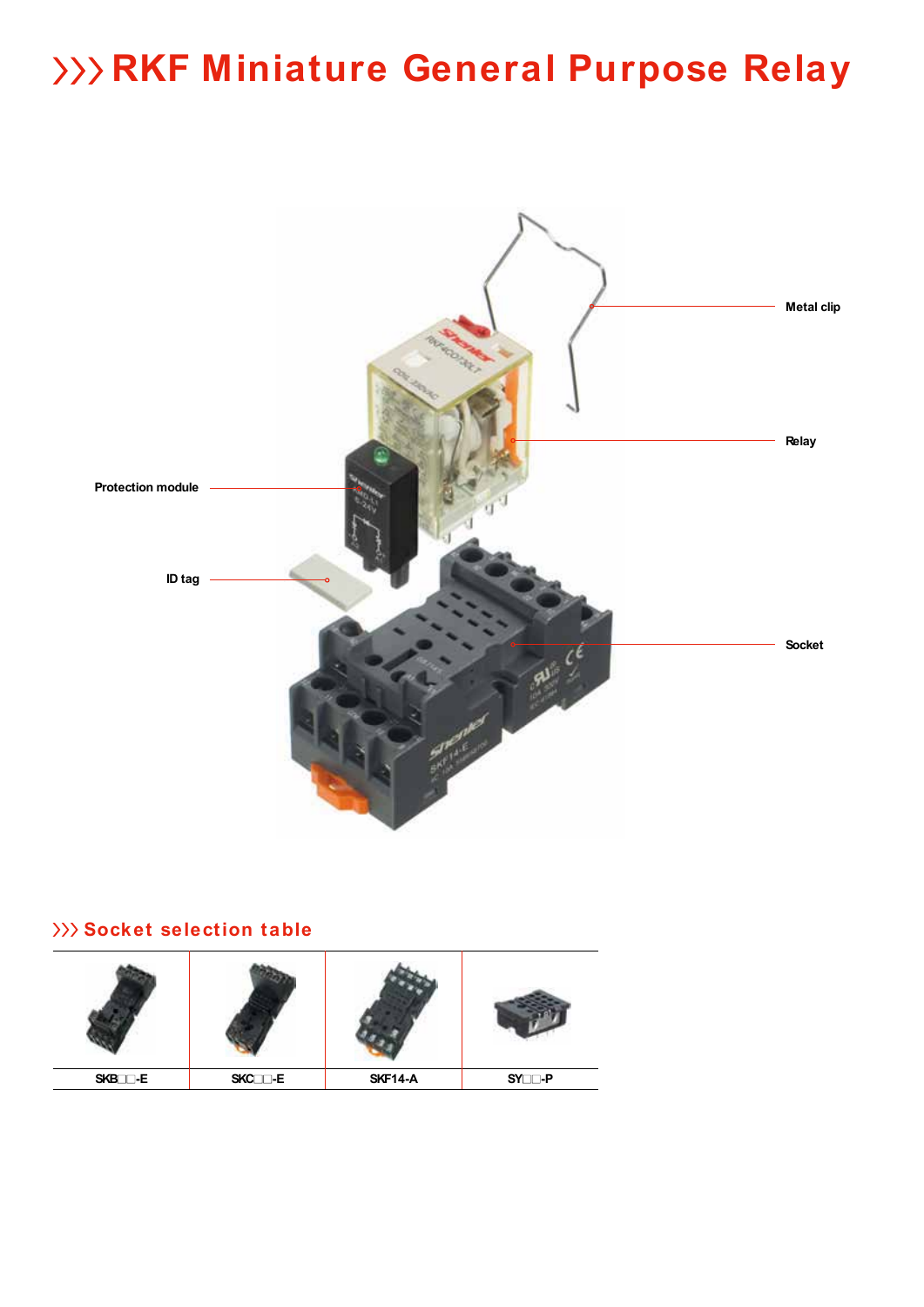# RKF Miniature General Purpose Relay

Metal clip

Relay

Protection module

ID tag

Socket

## Socket selection table

| SKB□□-E | SKC□□-E | SKF14-A | SY□□-P |
|---|---|---|---|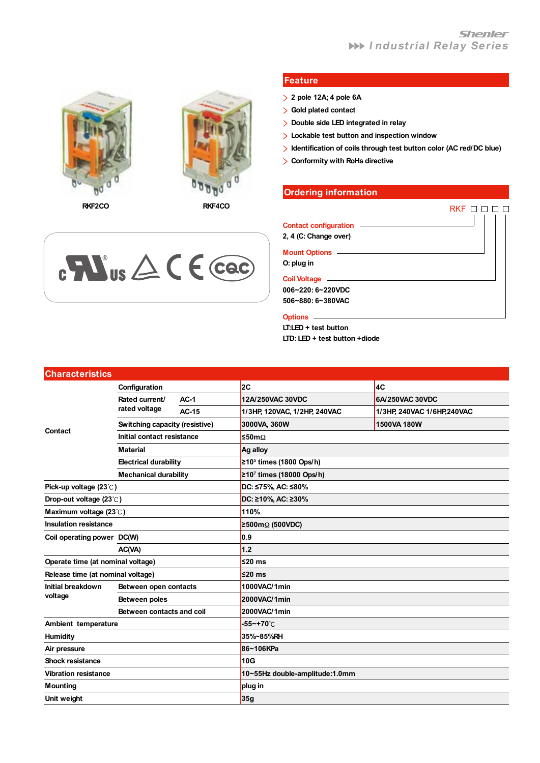Shenler Industrial Relay Series

RKF2CO RKF4CO

## Feature

- 2 pole 12A; 4 pole 6A
- Gold plated contact
- Double side LED integrated in relay
- Lockable test button and inspection window
- Identification of coils through test button color (AC red/DC blue)
- Conformity with RoHs directive

## Ordering information

RKF □ □ □ □

**Contact configuration**
2, 4 (C: Change over)

**Mount Options**
O: plug in

**Coil Voltage**
006~220: 6~220VDC
506~880: 6~380VAC

**Options**
LT:LED + test button
LTD: LED + test button +diode

## Characteristics

| | | | 2C | 4C |
|---|---|---|---|---|
| Contact | Configuration | | 2C | 4C |
| | Rated current/ rated voltage | AC-1 | 12A/250VAC 30VDC | 6A/250VAC 30VDC |
| | | AC-15 | 1/3HP, 120VAC, 1/2HP, 240VAC | 1/3HP, 240VAC 1/6HP,240VAC |
| | Switching capacity (resistive) | | 3000VA, 360W | 1500VA 180W |
| | Initial contact resistance | | ≤50mΩ | |
| | Material | | Ag alloy | |
| | Electrical durability | | ≥$10^5$ times (1800 Ops/h) | |
| | Mechanical durability | | ≥$10^7$ times (18000 Ops/h) | |
| Pick-up voltage (23℃) | | | DC: ≤75%, AC: ≤80% | |
| Drop-out voltage (23℃) | | | DC: ≥10%, AC: ≥30% | |
| Maximum voltage (23℃) | | | 110% | |
| Insulation resistance | | | ≥500mΩ (500VDC) | |
| Coil operating power | DC(W) | | 0.9 | |
| | AC(VA) | | 1.2 | |
| Operate time (at nominal voltage) | | | ≤20 ms | |
| Release time (at nominal voltage) | | | ≤20 ms | |
| Initial breakdown voltage | Between open contacts | | 1000VAC/1min | |
| | Between poles | | 2000VAC/1min | |
| | Between contacts and coil | | 2000VAC/1min | |
| Ambient temperature | | | -55~+70℃ | |
| Humidity | | | 35%~85%RH | |
| Air pressure | | | 86~106KPa | |
| Shock resistance | | | 10G | |
| Vibration resistance | | | 10~55Hz double-amplitude:1.0mm | |
| Mounting | | | plug in | |
| Unit weight | | | 35g | |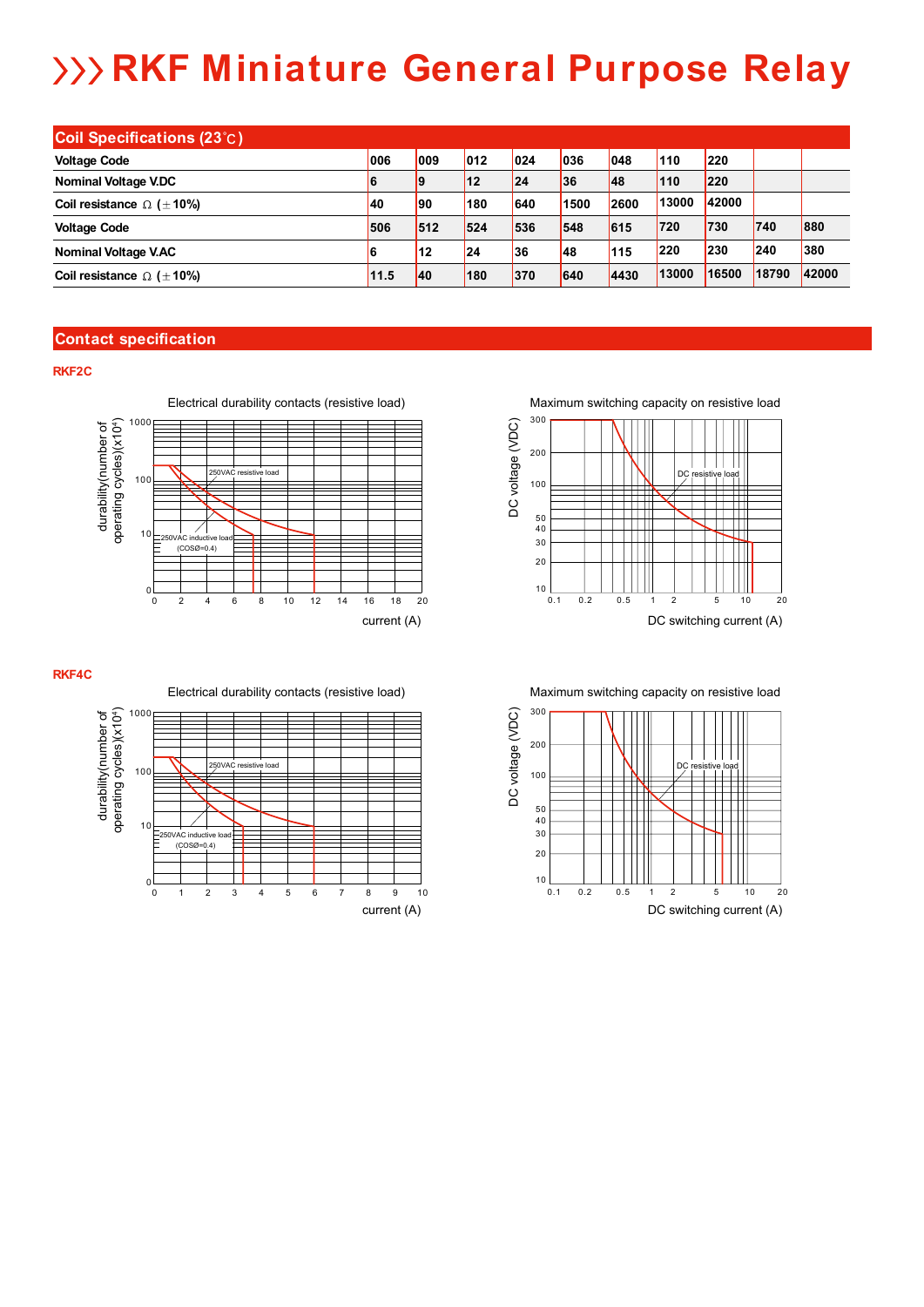# RKF Miniature General Purpose Relay

## Coil Specifications (23℃)

| Voltage Code | 006 | 009 | 012 | 024 | 036 | 048 | 110 | 220 | | |
|---|---|---|---|---|---|---|---|---|---|---|
| Nominal Voltage V.DC | 6 | 9 | 12 | 24 | 36 | 48 | 110 | 220 | | |
| Coil resistance Ω (±10%) | 40 | 90 | 180 | 640 | 1500 | 2600 | 13000 | 42000 | | |
| Voltage Code | 506 | 512 | 524 | 536 | 548 | 615 | 720 | 730 | 740 | 880 |
| Nominal Voltage V.AC | 6 | 12 | 24 | 36 | 48 | 115 | 220 | 230 | 240 | 380 |
| Coil resistance Ω (±10%) | 11.5 | 40 | 180 | 370 | 640 | 4430 | 13000 | 16500 | 18790 | 42000 |

## Contact specification

### RKF2C

Electrical durability contacts (resistive load)

Maximum switching capacity on resistive load

### RKF4C

Electrical durability contacts (resistive load)

Maximum switching capacity on resistive load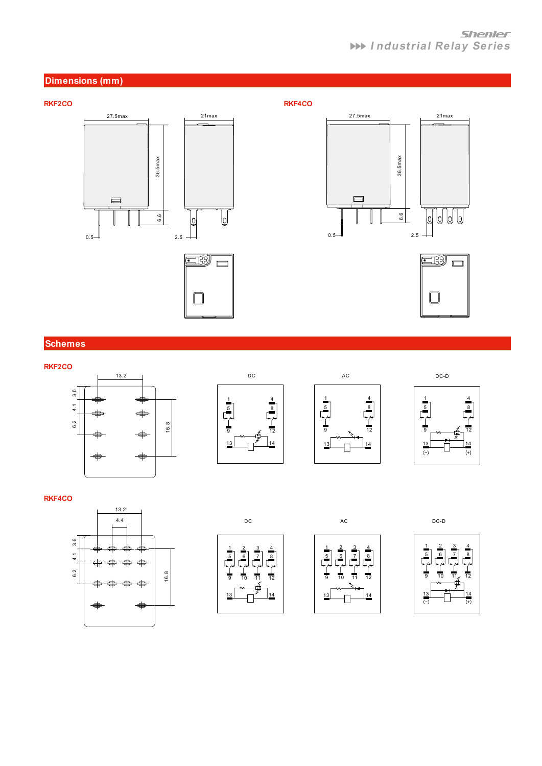## Dimensions (mm)

### RKF2CO

27.5max

21max

36.5max

6.6

0.5

2.5

### RKF4CO

27.5max

21max

36.5max

6.6

0.5

2.5

## Schemes

### RKF2CO

13.2

3.6

4.1

6.2

16.8

DC

AC

DC-D

### RKF4CO

13.2

4.4

3.6

4.1

6.2

16.8

DC

AC

DC-D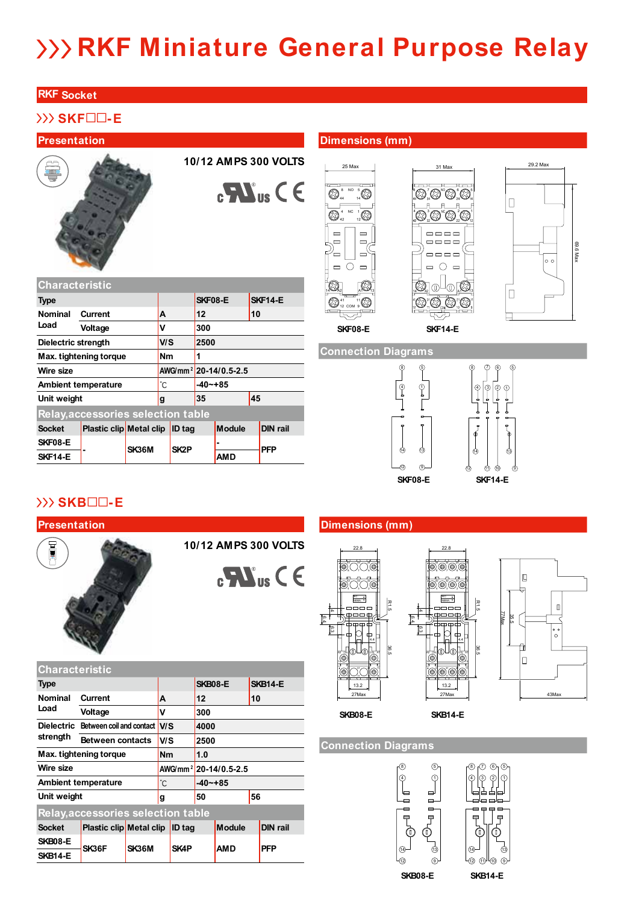# RKF Miniature General Purpose Relay

## RKF Socket

### SKF□□-E

#### Presentation

10/12 AMPS 300 VOLTS

#### Characteristic

| Type | | | SKF08-E | SKF14-E |
|---|---|---|---|---|
| Nominal Load | Current | A | 12 | 10 |
| | Voltage | V | 300 | |
| Dielectric strength | | V/S | 2500 | |
| Max. tightening torque | | Nm | 1 | |
| Wire size | | AWG/mm² | 20-14/0.5-2.5 | |
| Ambient temperature | | ℃ | -40~+85 | |
| Unit weight | | g | 35 | 45 |

#### Relay,accessories selection table

| Socket | Plastic clip | Metal clip | ID tag | Module | DIN rail |
|---|---|---|---|---|---|
| SKF08-E | - | SK36M | SK2P | - | PFP |
| SKF14-E | | | | AMD | |

#### Dimensions (mm)

SKF08-E SKF14-E

#### Connection Diagrams

SKF08-E SKF14-E

### SKB□□-E

#### Presentation

10/12 AMPS 300 VOLTS

#### Characteristic

| Type | | | SKB08-E | SKB14-E |
|---|---|---|---|---|
| Nominal Load | Current | A | 12 | 10 |
| | Voltage | V | 300 | |
| Dielectric strength | Between coil and contact | V/S | 4000 | |
| | Between contacts | V/S | 2500 | |
| Max. tightening torque | | Nm | 1.0 | |
| Wire size | | AWG/mm² | 20-14/0.5-2.5 | |
| Ambient temperature | | ℃ | -40~+85 | |
| Unit weight | | g | 50 | 56 |

#### Relay,accessories selection table

| Socket | Plastic clip | Metal clip | ID tag | Module | DIN rail |
|---|---|---|---|---|---|
| SKB08-E | SK36F | SK36M | SK4P | AMD | PFP |
| SKB14-E | | | | | |

#### Dimensions (mm)

SKB08-E SKB14-E

#### Connection Diagrams

SKB08-E SKB14-E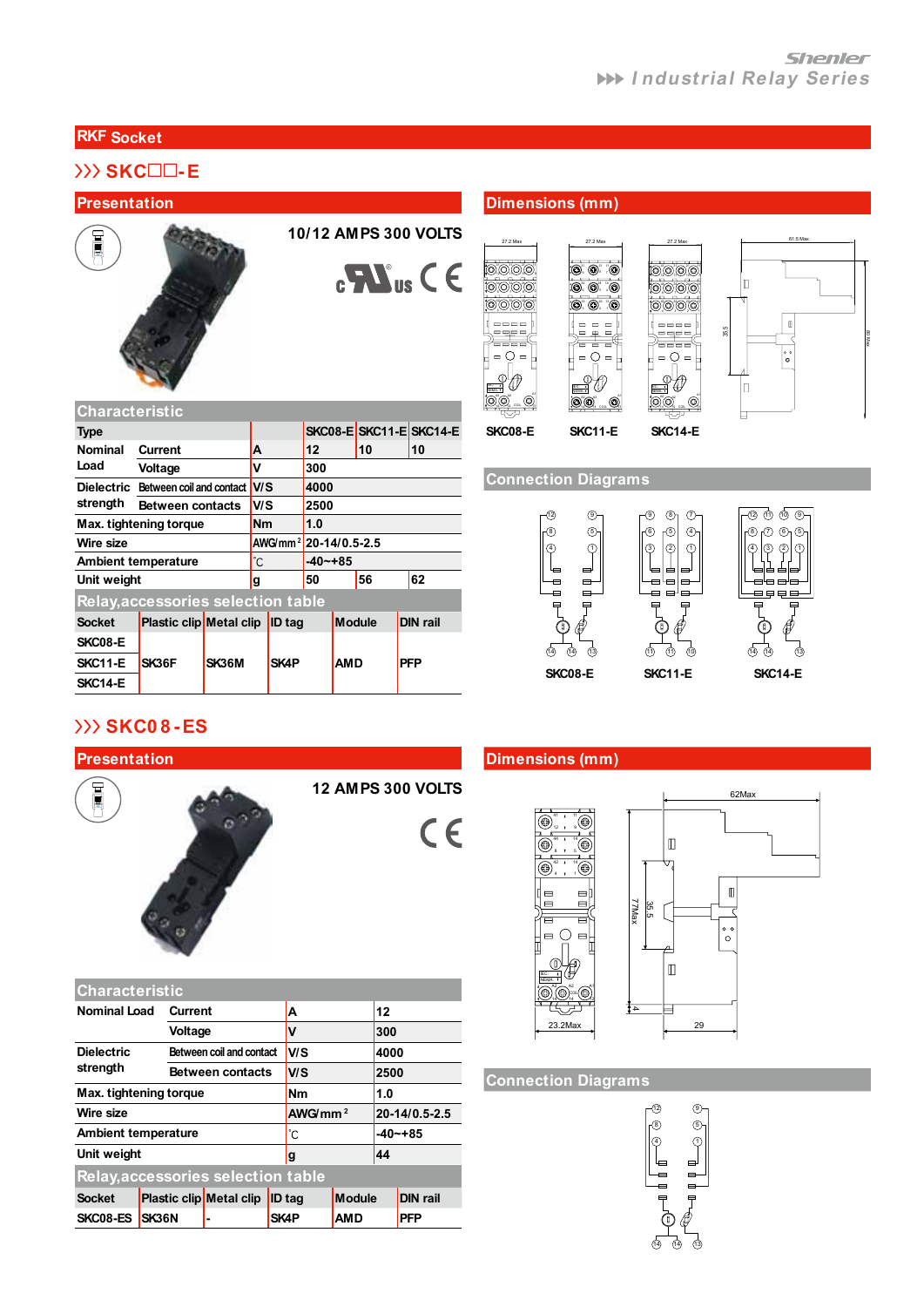# RKF Socket

## SKC□□-E

### Presentation

10/12 AMPS 300 VOLTS

### Characteristic

| Type | | | SKC08-E | SKC11-E | SKC14-E |
|---|---|---|---|---|---|
| Nominal Load | Current | A | 12 | 10 | 10 |
| | Voltage | V | 300 | | |
| Dielectric strength | Between coil and contact | V/S | 4000 | | |
| | Between contacts | V/S | 2500 | | |
| Max. tightening torque | | Nm | 1.0 | | |
| Wire size | | AWG/mm² | 20-14/0.5-2.5 | | |
| Ambient temperature | | ℃ | -40~+85 | | |
| Unit weight | | g | 50 | 56 | 62 |

### Relay,accessories selection table

| Socket | Plastic clip | Metal clip | ID tag | Module | DIN rail |
|---|---|---|---|---|---|
| SKC08-E | | | | | |
| SKC11-E | SK36F | SK36M | SK4P | AMD | PFP |
| SKC14-E | | | | | |

### Dimensions (mm)

SKC08-E SKC11-E SKC14-E

### Connection Diagrams

SKC08-E SKC11-E SKC14-E

## SKC08-ES

### Presentation

12 AMPS 300 VOLTS

### Characteristic

| Nominal Load | Current | A | 12 |
|---|---|---|---|
| | Voltage | V | 300 |
| Dielectric strength | Between coil and contact | V/S | 4000 |
| | Between contacts | V/S | 2500 |
| Max. tightening torque | | Nm | 1.0 |
| Wire size | | AWG/mm² | 20-14/0.5-2.5 |
| Ambient temperature | | ℃ | -40~+85 |
| Unit weight | | g | 44 |

### Relay,accessories selection table

| Socket | Plastic clip | Metal clip | ID tag | Module | DIN rail |
|---|---|---|---|---|---|
| SKC08-ES | SK36N | - | SK4P | AMD | PFP |

### Dimensions (mm)

### Connection Diagrams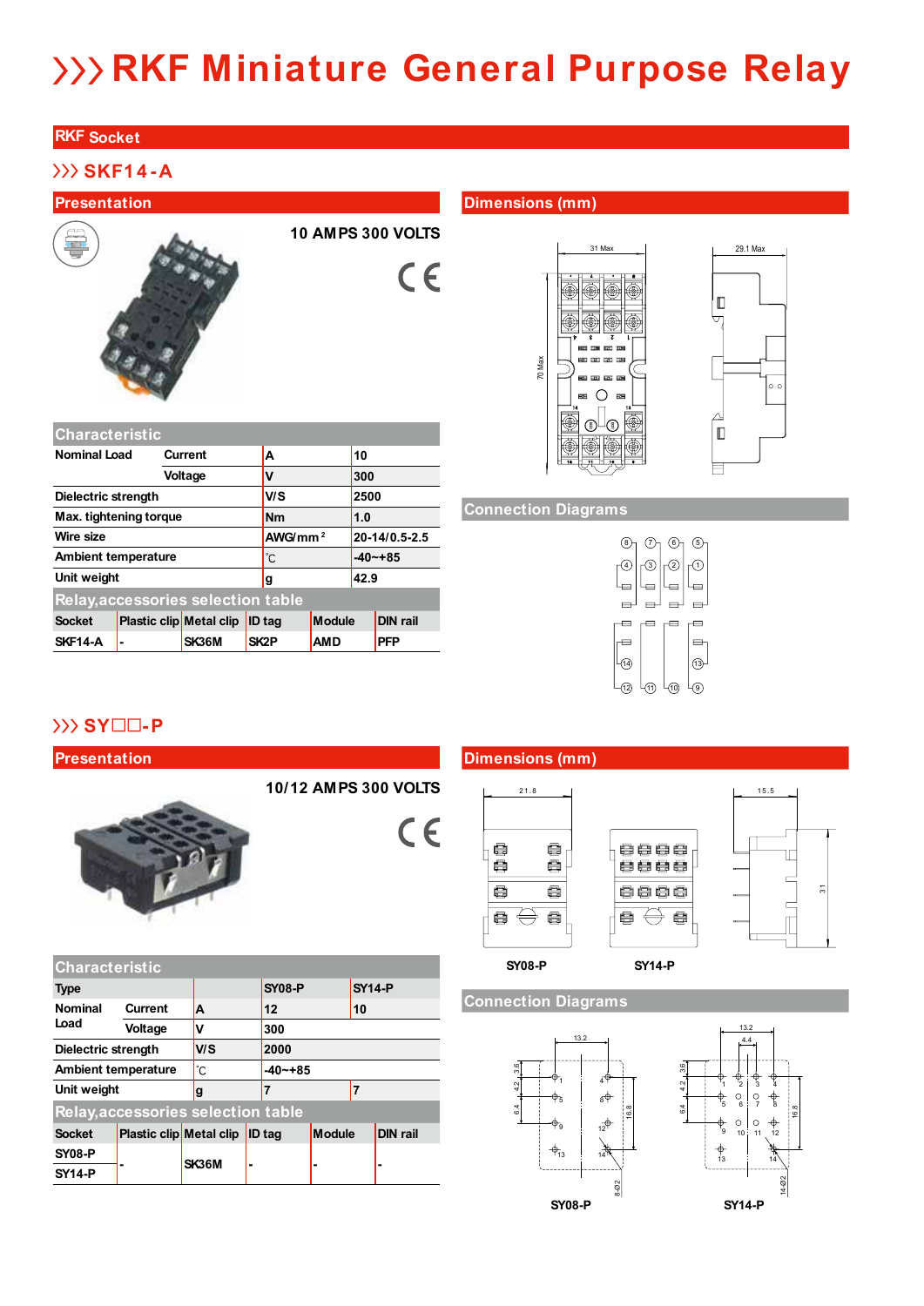# RKF Miniature General Purpose Relay

## RKF Socket

### SKF14-A

#### Presentation

10 AMPS 300 VOLTS

CE

#### Dimensions (mm)

31 Max

29.1 Max

70 Max

#### Characteristic

| | | | |
|---|---|---|---|
| Nominal Load | Current | A | 10 |
| | Voltage | V | 300 |
| Dielectric strength | | V/S | 2500 |
| Max. tightening torque | | Nm | 1.0 |
| Wire size | | AWG/mm² | 20-14/0.5-2.5 |
| Ambient temperature | | ℃ | -40~+85 |
| Unit weight | | g | 42.9 |

#### Connection Diagrams

8 7 6 5

4 3 2 1

14 13

12 11 10 9

#### Relay,accessories selection table

| Socket | Plastic clip | Metal clip | ID tag | Module | DIN rail |
|---|---|---|---|---|---|
| SKF14-A | - | SK36M | SK2P | AMD | PFP |

### SY□□-P

#### Presentation

10/12 AMPS 300 VOLTS

CE

#### Dimensions (mm)

21.8

15.5

31

SY08-P

SY14-P

#### Characteristic

| Type | | | SY08-P | SY14-P |
|---|---|---|---|---|
| Nominal Load | Current | A | 12 | 10 |
| | Voltage | V | 300 | |
| Dielectric strength | | V/S | 2000 | |
| Ambient temperature | | ℃ | -40~+85 | |
| Unit weight | | g | 7 | 7 |

#### Connection Diagrams

13.2

4.4

3.6

4.2

6.4

16.8

8-Ø2

14-Ø2

SY08-P

SY14-P

#### Relay,accessories selection table

| Socket | Plastic clip | Metal clip | ID tag | Module | DIN rail |
|---|---|---|---|---|---|
| SY08-P | - | SK36M | - | - | - |
| SY14-P | | | | | |